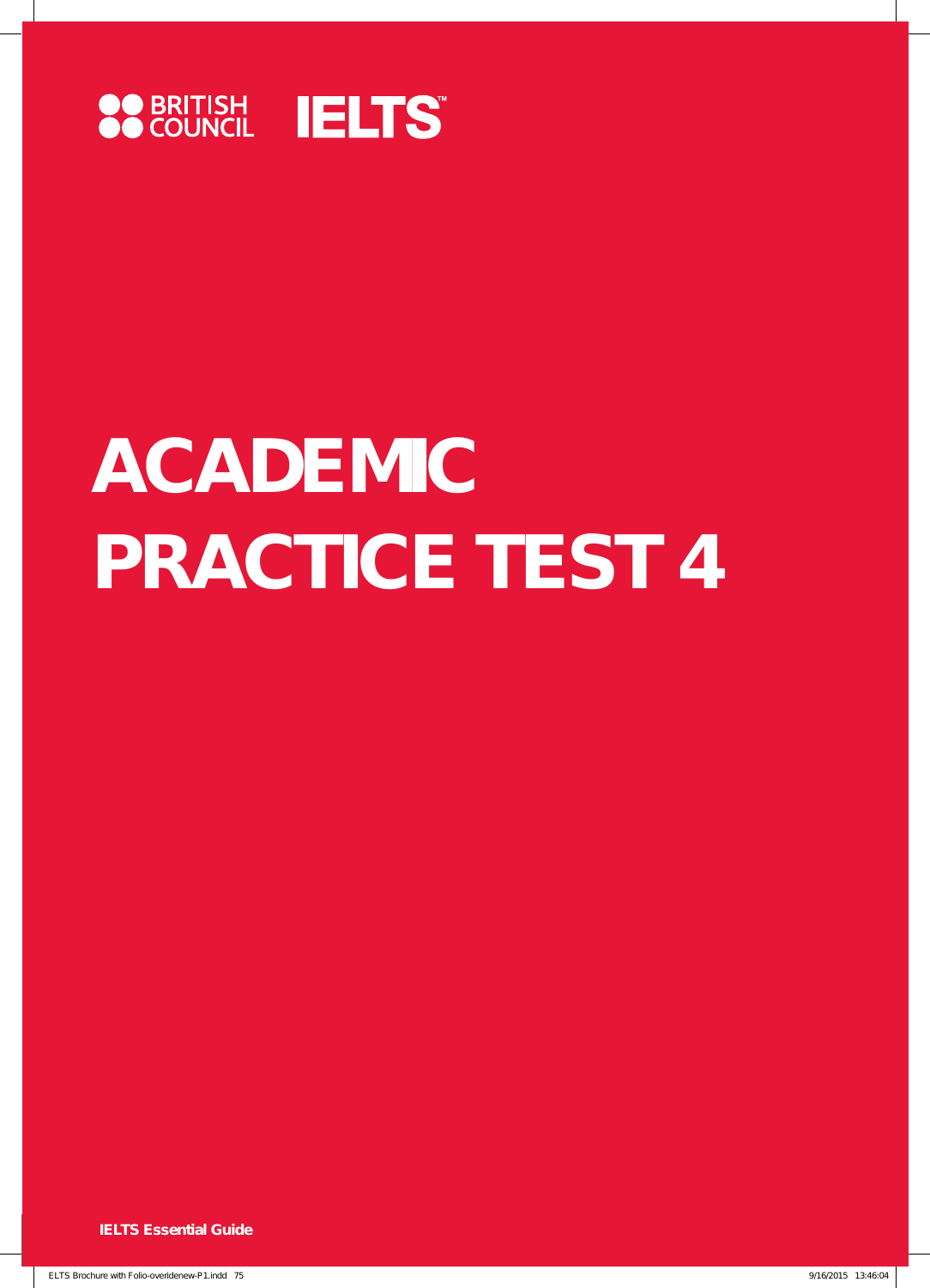BRITISH COUNCIL IELTS

# ACADEMIC PRACTICE TEST 4

IELTS Essential Guide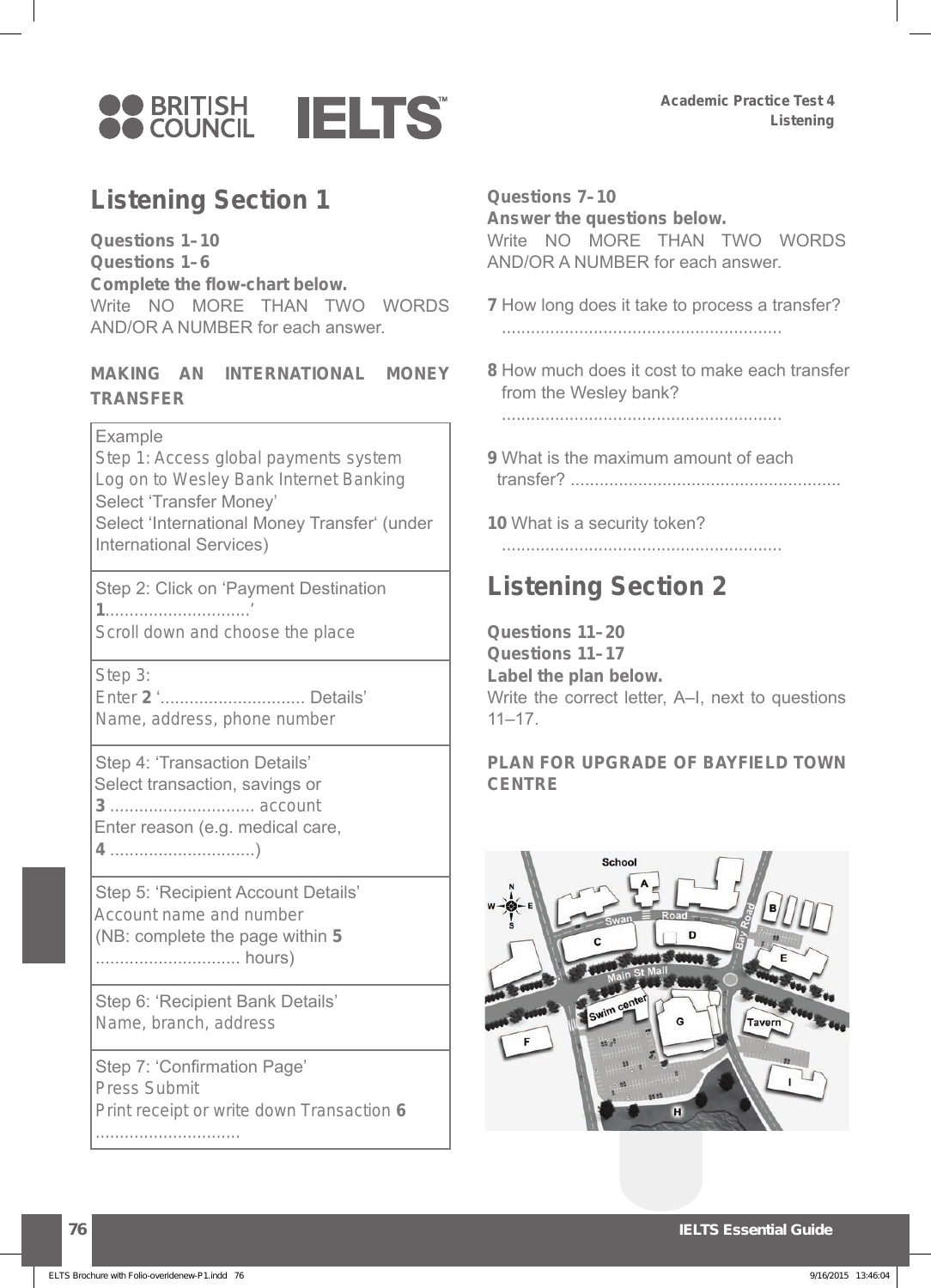## Listening Section 1

**Questions 1–10**

**Questions 1–6**

**Complete the flow-chart below.**

Write NO MORE THAN TWO WORDS AND/OR A NUMBER for each answer.

**MAKING AN INTERNATIONAL MONEY TRANSFER**

| |
|---|
| Example<br>Step 1: Access global payments system<br>Log on to Wesley Bank Internet Banking<br>Select 'Transfer Money'<br>Select 'International Money Transfer' (under International Services) |
| Step 2: Click on 'Payment Destination **1**..............................'<br>Scroll down and choose the place |
| Step 3:<br>Enter **2** '.............................. Details'<br>Name, address, phone number |
| Step 4: 'Transaction Details'<br>Select transaction, savings or **3** .............................. account<br>Enter reason (e.g. medical care, **4** ..............................) |
| Step 5: 'Recipient Account Details'<br>Account name and number<br>(NB: complete the page within **5** .............................. hours) |
| Step 6: 'Recipient Bank Details'<br>Name, branch, address |
| Step 7: 'Confirmation Page'<br>Press Submit<br>Print receipt or write down Transaction **6** .............................. |

**Questions 7–10**

**Answer the questions below.**

Write NO MORE THAN TWO WORDS AND/OR A NUMBER for each answer.

**7** How long does it take to process a transfer?
.........................................................

**8** How much does it cost to make each transfer from the Wesley bank?
.........................................................

**9** What is the maximum amount of each transfer? .......................................................

**10** What is a security token?
.........................................................

## Listening Section 2

**Questions 11–20**

**Questions 11–17**

**Label the plan below.**

Write the correct letter, A–I, next to questions 11–17.

**PLAN FOR UPGRADE OF BAYFIELD TOWN CENTRE**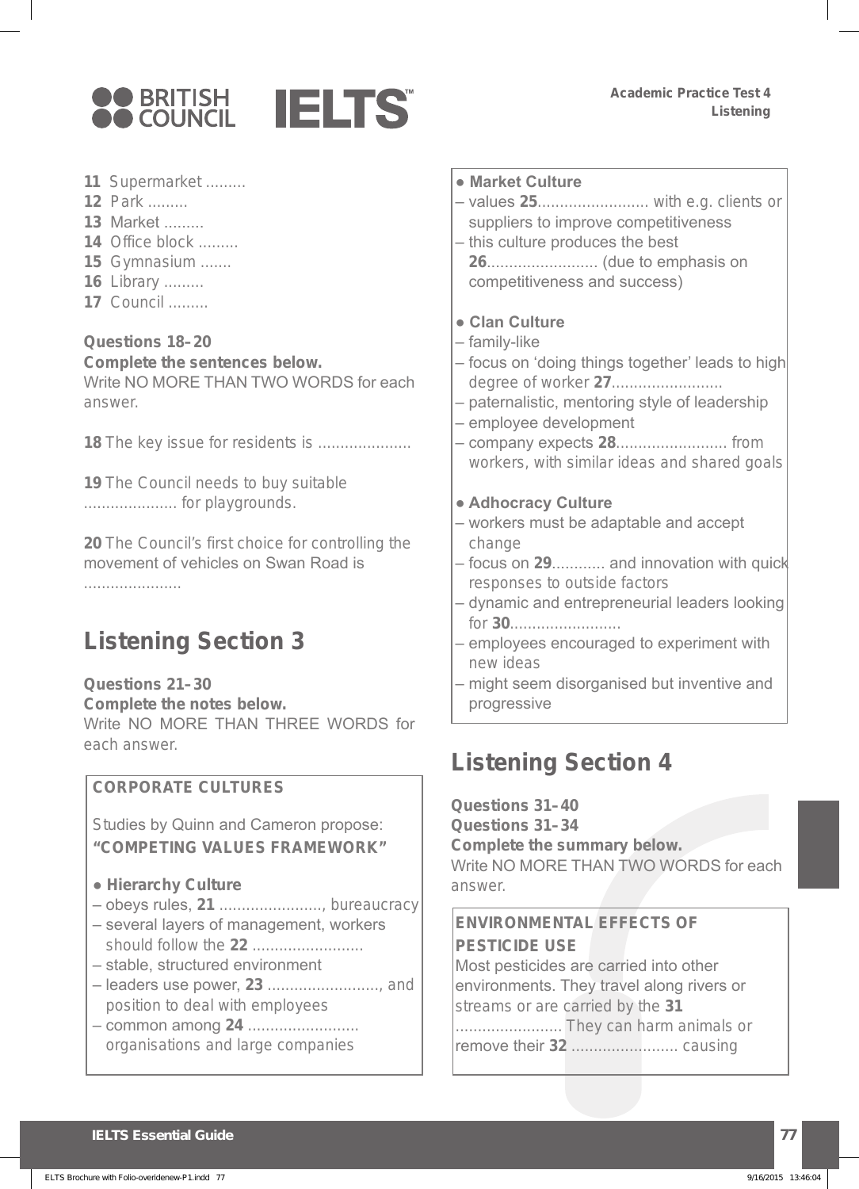**11** Supermarket .........
**12** Park .........
**13** Market .........
**14** Office block .........
**15** Gymnasium .......
**16** Library .........
**17** Council .........

**Questions 18–20**
**Complete the sentences below.**
Write NO MORE THAN TWO WORDS for each answer.

**18** The key issue for residents is .....................

**19** The Council needs to buy suitable ..................... for playgrounds.

**20** The Council's first choice for controlling the movement of vehicles on Swan Road is ......................

## Listening Section 3

**Questions 21–30**
**Complete the notes below.**
Write NO MORE THAN THREE WORDS for each answer.

**CORPORATE CULTURES**

Studies by Quinn and Cameron propose:
**"COMPETING VALUES FRAMEWORK"**

- **Hierarchy Culture**
  - obeys rules, **21** ........................, bureaucracy
  - several layers of management, workers should follow the **22** .........................
  - stable, structured environment
  - leaders use power, **23** ........................., and position to deal with employees
  - common among **24** ......................... organisations and large companies
- **Market Culture**
  - values **25**......................... with e.g. clients or suppliers to improve competitiveness
  - this culture produces the best **26**......................... (due to emphasis on competitiveness and success)
- **Clan Culture**
  - family-like
  - focus on 'doing things together' leads to high degree of worker **27**.........................
  - paternalistic, mentoring style of leadership
  - employee development
  - company expects **28**......................... from workers, with similar ideas and shared goals
- **Adhocracy Culture**
  - workers must be adaptable and accept change
  - focus on **29**............ and innovation with quick responses to outside factors
  - dynamic and entrepreneurial leaders looking for **30**.........................
  - employees encouraged to experiment with new ideas
  - might seem disorganised but inventive and progressive

## Listening Section 4

**Questions 31–40**
**Questions 31–34**
**Complete the summary below.**
Write NO MORE THAN TWO WORDS for each answer.

**ENVIRONMENTAL EFFECTS OF PESTICIDE USE**

Most pesticides are carried into other environments. They travel along rivers or streams or are carried by the **31** ........................ They can harm animals or remove their **32** ........................ causing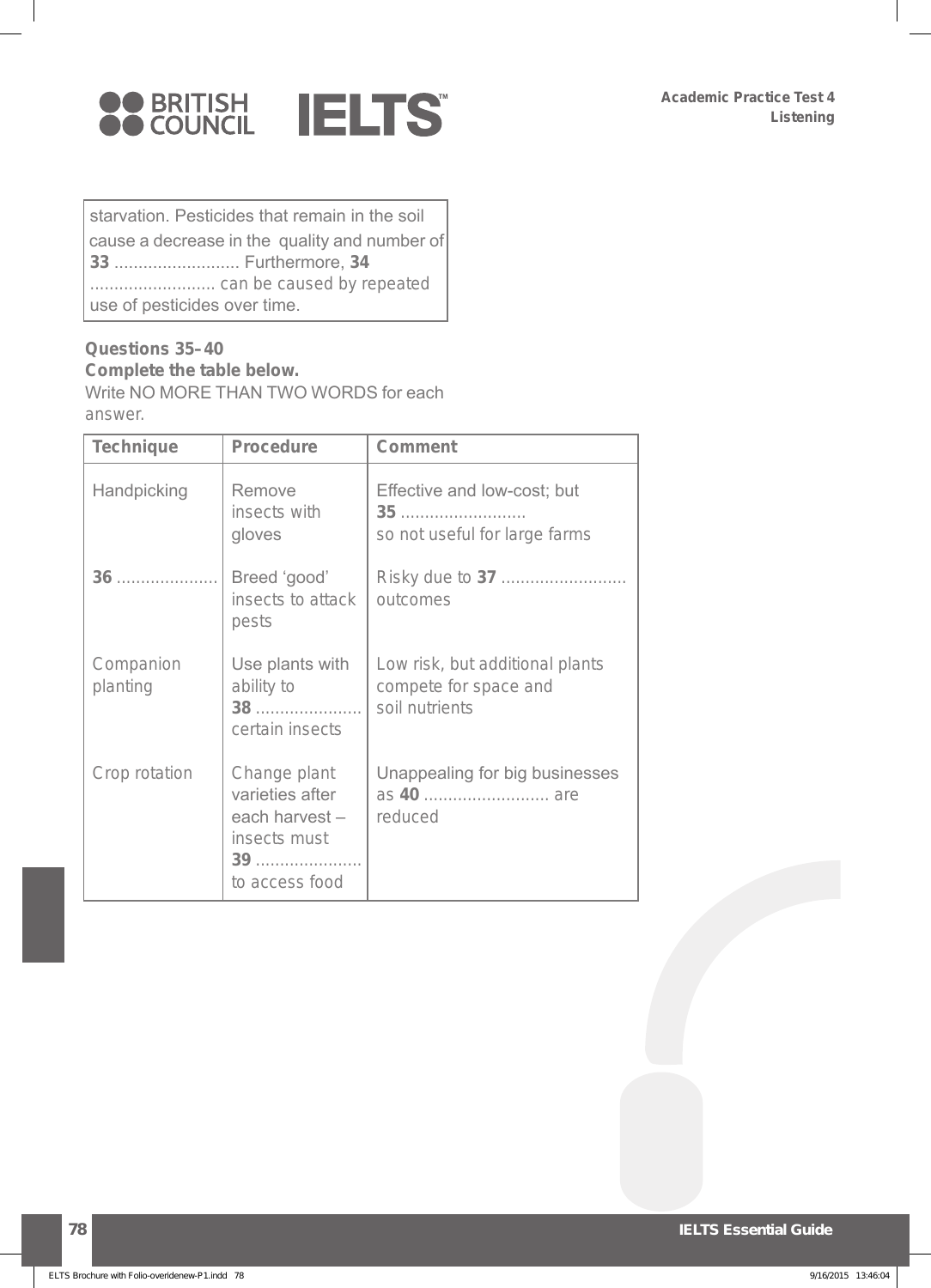starvation. Pesticides that remain in the soil cause a decrease in the quality and number of **33** .......................... Furthermore, **34** .......................... can be caused by repeated use of pesticides over time.

**Questions 35–40**

**Complete the table below.**

Write NO MORE THAN TWO WORDS for each answer.

| Technique | Procedure | Comment |
| --- | --- | --- |
| Handpicking | Remove insects with gloves | Effective and low-cost; but **35** .......................... so not useful for large farms |
| **36** ..................... | Breed 'good' insects to attack pests | Risky due to **37** .......................... outcomes |
| Companion planting | Use plants with ability to **38** ...................... certain insects | Low risk, but additional plants compete for space and soil nutrients |
| Crop rotation | Change plant varieties after each harvest – insects must **39** ...................... to access food | Unappealing for big businesses as **40** .......................... are reduced |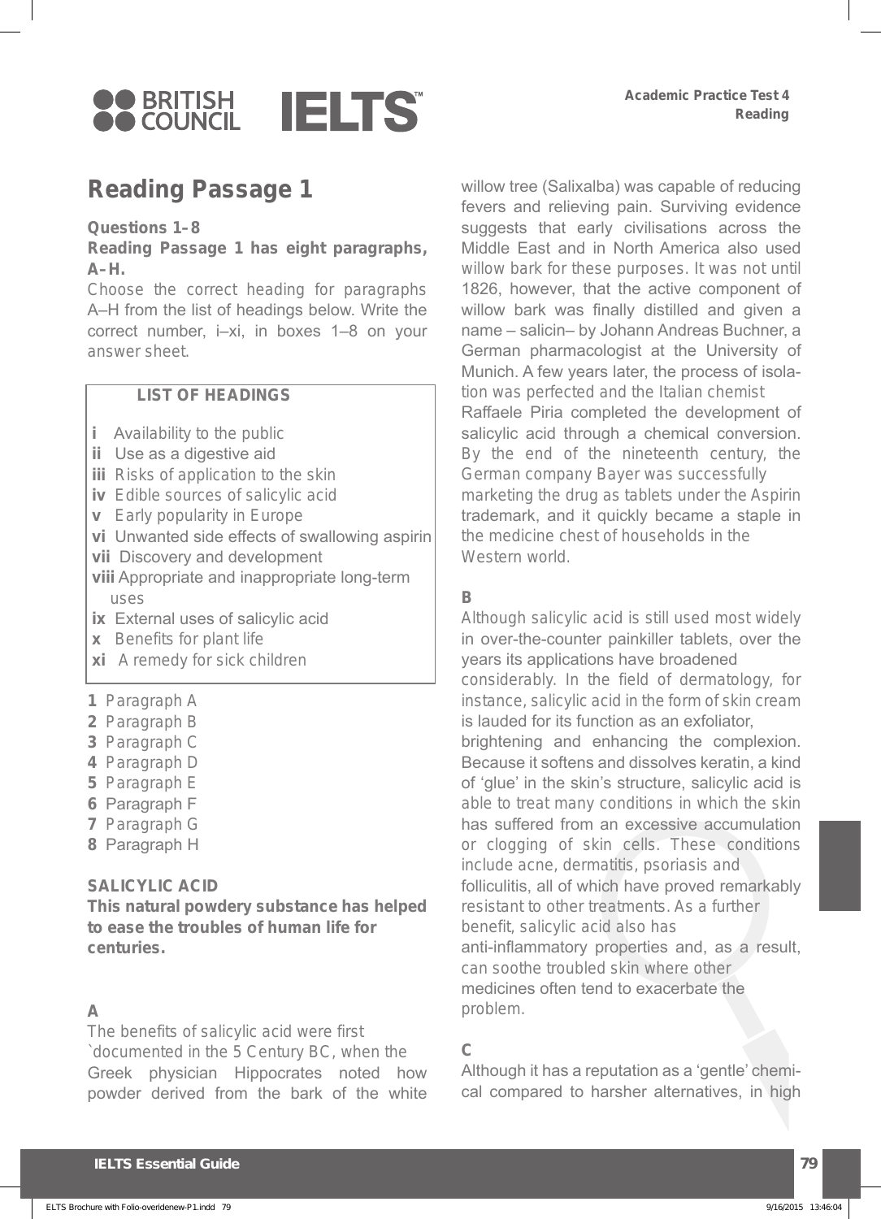## Reading Passage 1

**Questions 1–8**

**Reading Passage 1 has eight paragraphs, A–H.**

Choose the correct heading for paragraphs A–H from the list of headings below. Write the correct number, i–xi, in boxes 1–8 on your answer sheet.

**LIST OF HEADINGS**

- **i** Availability to the public
- **ii** Use as a digestive aid
- **iii** Risks of application to the skin
- **iv** Edible sources of salicylic acid
- **v** Early popularity in Europe
- **vi** Unwanted side effects of swallowing aspirin
- **vii** Discovery and development
- **viii** Appropriate and inappropriate long-term uses
- **ix** External uses of salicylic acid
- **x** Benefits for plant life
- **xi** A remedy for sick children

**1** Paragraph A
**2** Paragraph B
**3** Paragraph C
**4** Paragraph D
**5** Paragraph E
**6** Paragraph F
**7** Paragraph G
**8** Paragraph H

**SALICYLIC ACID**

**This natural powdery substance has helped to ease the troubles of human life for centuries.**

**A**

The benefits of salicylic acid were first `documented in the 5 Century BC, when the Greek physician Hippocrates noted how powder derived from the bark of the white willow tree (Salixalba) was capable of reducing fevers and relieving pain. Surviving evidence suggests that early civilisations across the Middle East and in North America also used willow bark for these purposes. It was not until 1826, however, that the active component of willow bark was finally distilled and given a name – salicin– by Johann Andreas Buchner, a German pharmacologist at the University of Munich. A few years later, the process of isolation was perfected and the Italian chemist Raffaele Piria completed the development of salicylic acid through a chemical conversion. By the end of the nineteenth century, the German company Bayer was successfully marketing the drug as tablets under the Aspirin trademark, and it quickly became a staple in the medicine chest of households in the Western world.

**B**

Although salicylic acid is still used most widely in over-the-counter painkiller tablets, over the years its applications have broadened considerably. In the field of dermatology, for instance, salicylic acid in the form of skin cream is lauded for its function as an exfoliator, brightening and enhancing the complexion. Because it softens and dissolves keratin, a kind of 'glue' in the skin's structure, salicylic acid is able to treat many conditions in which the skin has suffered from an excessive accumulation or clogging of skin cells. These conditions include acne, dermatitis, psoriasis and folliculitis, all of which have proved remarkably resistant to other treatments. As a further benefit, salicylic acid also has anti-inflammatory properties and, as a result, can soothe troubled skin where other medicines often tend to exacerbate the problem.

**C**

Although it has a reputation as a 'gentle' chemical compared to harsher alternatives, in high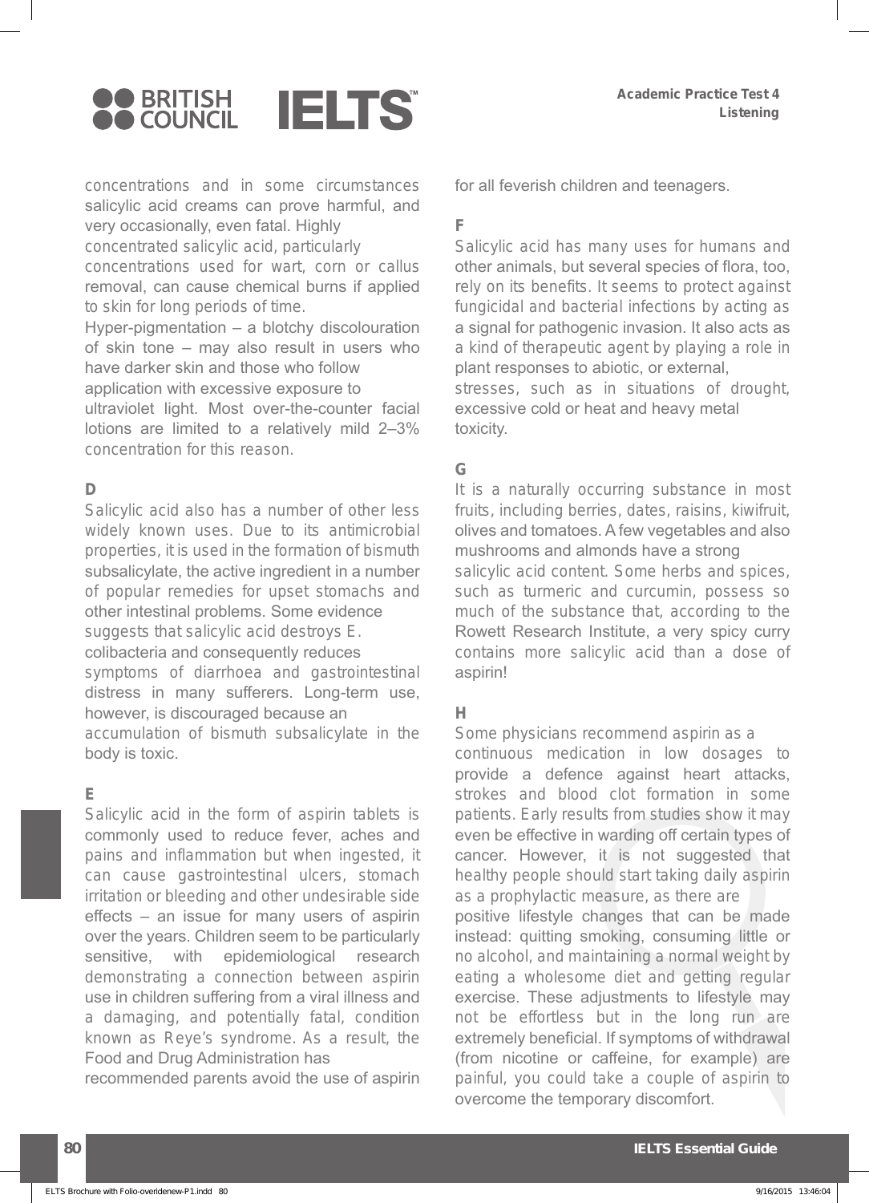concentrations and in some circumstances salicylic acid creams can prove harmful, and very occasionally, even fatal. Highly concentrated salicylic acid, particularly concentrations used for wart, corn or callus removal, can cause chemical burns if applied to skin for long periods of time.

Hyper-pigmentation – a blotchy discolouration of skin tone – may also result in users who have darker skin and those who follow application with excessive exposure to ultraviolet light. Most over-the-counter facial lotions are limited to a relatively mild 2–3% concentration for this reason.

**D**

Salicylic acid also has a number of other less widely known uses. Due to its antimicrobial properties, it is used in the formation of bismuth subsalicylate, the active ingredient in a number of popular remedies for upset stomachs and other intestinal problems. Some evidence suggests that salicylic acid destroys E. colibacteria and consequently reduces symptoms of diarrhoea and gastrointestinal distress in many sufferers. Long-term use, however, is discouraged because an accumulation of bismuth subsalicylate in the body is toxic.

**E**

Salicylic acid in the form of aspirin tablets is commonly used to reduce fever, aches and pains and inflammation but when ingested, it can cause gastrointestinal ulcers, stomach irritation or bleeding and other undesirable side effects – an issue for many users of aspirin over the years. Children seem to be particularly sensitive, with epidemiological research demonstrating a connection between aspirin use in children suffering from a viral illness and a damaging, and potentially fatal, condition known as Reye's syndrome. As a result, the Food and Drug Administration has recommended parents avoid the use of aspirin for all feverish children and teenagers.

**F**

Salicylic acid has many uses for humans and other animals, but several species of flora, too, rely on its benefits. It seems to protect against fungicidal and bacterial infections by acting as a signal for pathogenic invasion. It also acts as a kind of therapeutic agent by playing a role in plant responses to abiotic, or external, stresses, such as in situations of drought, excessive cold or heat and heavy metal toxicity.

**G**

It is a naturally occurring substance in most fruits, including berries, dates, raisins, kiwifruit, olives and tomatoes. A few vegetables and also mushrooms and almonds have a strong salicylic acid content. Some herbs and spices, such as turmeric and curcumin, possess so much of the substance that, according to the Rowett Research Institute, a very spicy curry contains more salicylic acid than a dose of aspirin!

**H**

Some physicians recommend aspirin as a continuous medication in low dosages to provide a defence against heart attacks, strokes and blood clot formation in some patients. Early results from studies show it may even be effective in warding off certain types of cancer. However, it is not suggested that healthy people should start taking daily aspirin as a prophylactic measure, as there are positive lifestyle changes that can be made instead: quitting smoking, consuming little or no alcohol, and maintaining a normal weight by eating a wholesome diet and getting regular exercise. These adjustments to lifestyle may not be effortless but in the long run are extremely beneficial. If symptoms of withdrawal (from nicotine or caffeine, for example) are painful, you could take a couple of aspirin to overcome the temporary discomfort.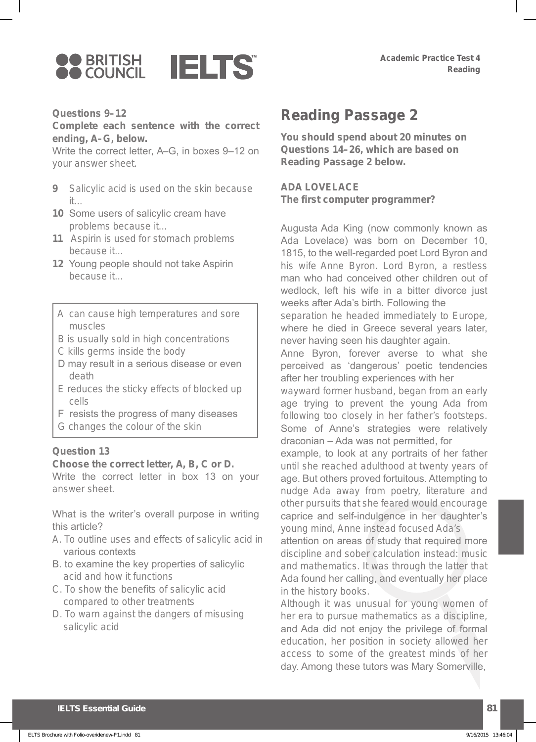### Questions 9–12

**Complete each sentence with the correct ending, A–G, below.**

Write the correct letter, A–G, in boxes 9–12 on your answer sheet.

**9** Salicylic acid is used on the skin because it...

**10** Some users of salicylic cream have problems because it...

**11** Aspirin is used for stomach problems because it...

**12** Young people should not take Aspirin because it...

A can cause high temperatures and sore muscles
B is usually sold in high concentrations
C kills germs inside the body
D may result in a serious disease or even death
E reduces the sticky effects of blocked up cells
F resists the progress of many diseases
G changes the colour of the skin

### Question 13

**Choose the correct letter, A, B, C or D.**

Write the correct letter in box 13 on your answer sheet.

What is the writer's overall purpose in writing this article?

A. To outline uses and effects of salicylic acid in various contexts
B. to examine the key properties of salicylic acid and how it functions
C. To show the benefits of salicylic acid compared to other treatments
D. To warn against the dangers of misusing salicylic acid

## Reading Passage 2

**You should spend about 20 minutes on Questions 14–26, which are based on Reading Passage 2 below.**

**ADA LOVELACE**
**The first computer programmer?**

Augusta Ada King (now commonly known as Ada Lovelace) was born on December 10, 1815, to the well-regarded poet Lord Byron and his wife Anne Byron. Lord Byron, a restless man who had conceived other children out of wedlock, left his wife in a bitter divorce just weeks after Ada's birth. Following the separation he headed immediately to Europe, where he died in Greece several years later, never having seen his daughter again.

Anne Byron, forever averse to what she perceived as 'dangerous' poetic tendencies after her troubling experiences with her wayward former husband, began from an early age trying to prevent the young Ada from following too closely in her father's footsteps. Some of Anne's strategies were relatively draconian – Ada was not permitted, for example, to look at any portraits of her father until she reached adulthood at twenty years of age. But others proved fortuitous. Attempting to nudge Ada away from poetry, literature and other pursuits that she feared would encourage caprice and self-indulgence in her daughter's young mind, Anne instead focused Ada's attention on areas of study that required more discipline and sober calculation instead: music and mathematics. It was through the latter that Ada found her calling, and eventually her place in the history books.

Although it was unusual for young women of her era to pursue mathematics as a discipline, and Ada did not enjoy the privilege of formal education, her position in society allowed her access to some of the greatest minds of her day. Among these tutors was Mary Somerville,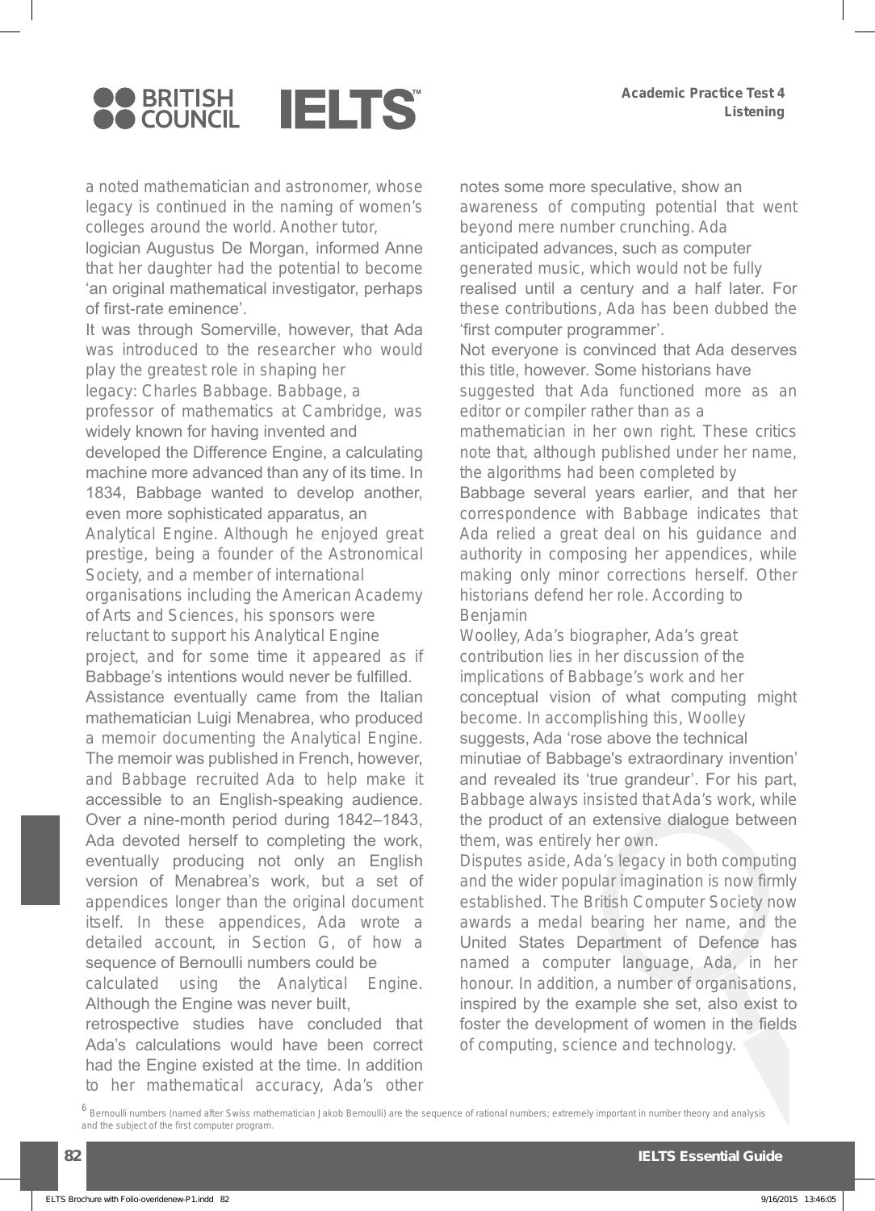a noted mathematician and astronomer, whose legacy is continued in the naming of women's colleges around the world. Another tutor, logician Augustus De Morgan, informed Anne that her daughter had the potential to become 'an original mathematical investigator, perhaps of first-rate eminence'.

It was through Somerville, however, that Ada was introduced to the researcher who would play the greatest role in shaping her legacy: Charles Babbage. Babbage, a professor of mathematics at Cambridge, was widely known for having invented and developed the Difference Engine, a calculating machine more advanced than any of its time. In 1834, Babbage wanted to develop another, even more sophisticated apparatus, an Analytical Engine. Although he enjoyed great prestige, being a founder of the Astronomical Society, and a member of international organisations including the American Academy of Arts and Sciences, his sponsors were reluctant to support his Analytical Engine project, and for some time it appeared as if Babbage's intentions would never be fulfilled.

Assistance eventually came from the Italian mathematician Luigi Menabrea, who produced a memoir documenting the Analytical Engine. The memoir was published in French, however, and Babbage recruited Ada to help make it accessible to an English-speaking audience. Over a nine-month period during 1842–1843, Ada devoted herself to completing the work, eventually producing not only an English version of Menabrea's work, but a set of appendices longer than the original document itself. In these appendices, Ada wrote a detailed account, in Section G, of how a sequence of Bernoulli numbers could be calculated using the Analytical Engine. Although the Engine was never built, retrospective studies have concluded that Ada's calculations would have been correct had the Engine existed at the time. In addition to her mathematical accuracy, Ada's other notes some more speculative, show an awareness of computing potential that went beyond mere number crunching. Ada anticipated advances, such as computer generated music, which would not be fully realised until a century and a half later. For these contributions, Ada has been dubbed the 'first computer programmer'.

Not everyone is convinced that Ada deserves this title, however. Some historians have suggested that Ada functioned more as an editor or compiler rather than as a mathematician in her own right. These critics note that, although published under her name, the algorithms had been completed by Babbage several years earlier, and that her correspondence with Babbage indicates that Ada relied a great deal on his guidance and authority in composing her appendices, while making only minor corrections herself. Other historians defend her role. According to Benjamin Woolley, Ada's biographer, Ada's great contribution lies in her discussion of the implications of Babbage's work and her conceptual vision of what computing might become. In accomplishing this, Woolley suggests, Ada 'rose above the technical minutiae of Babbage's extraordinary invention' and revealed its 'true grandeur'. For his part, Babbage always insisted that Ada's work, while the product of an extensive dialogue between them, was entirely her own.

Disputes aside, Ada's legacy in both computing and the wider popular imagination is now firmly established. The British Computer Society now awards a medal bearing her name, and the United States Department of Defence has named a computer language, Ada, in her honour. In addition, a number of organisations, inspired by the example she set, also exist to foster the development of women in the fields of computing, science and technology.

[6] Bernoulli numbers (named after Swiss mathematician Jakob Bernoulli) are the sequence of rational numbers; extremely important in number theory and analysis and the subject of the first computer program.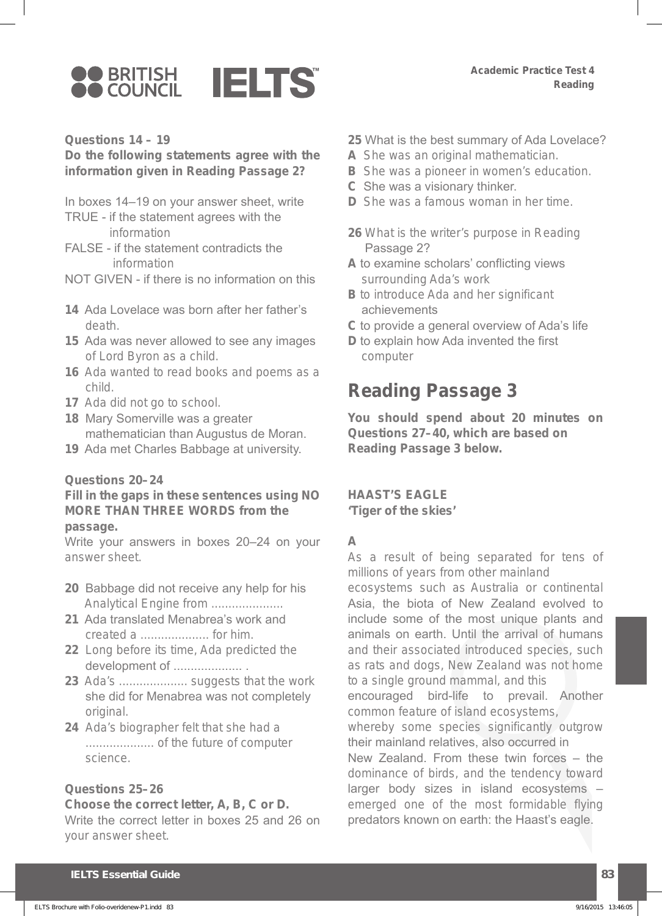**Questions 14 – 19**
**Do the following statements agree with the information given in Reading Passage 2?**

In boxes 14–19 on your answer sheet, write
TRUE - if the statement agrees with the information
FALSE - if the statement contradicts the information
NOT GIVEN - if there is no information on this

**14** Ada Lovelace was born after her father's death.
**15** Ada was never allowed to see any images of Lord Byron as a child.
**16** Ada wanted to read books and poems as a child.
**17** Ada did not go to school.
**18** Mary Somerville was a greater mathematician than Augustus de Moran.
**19** Ada met Charles Babbage at university.

**Questions 20–24**
**Fill in the gaps in these sentences using NO MORE THAN THREE WORDS from the passage.**
Write your answers in boxes 20–24 on your answer sheet.

**20** Babbage did not receive any help for his Analytical Engine from ....................
**21** Ada translated Menabrea's work and created a .................... for him.
**22** Long before its time, Ada predicted the development of .................... .
**23** Ada's .................... suggests that the work she did for Menabrea was not completely original.
**24** Ada's biographer felt that she had a .................... of the future of computer science.

**Questions 25–26**
**Choose the correct letter, A, B, C or D.**
Write the correct letter in boxes 25 and 26 on your answer sheet.

**25** What is the best summary of Ada Lovelace?
**A** She was an original mathematician.
**B** She was a pioneer in women's education.
**C** She was a visionary thinker.
**D** She was a famous woman in her time.

**26** What is the writer's purpose in Reading Passage 2?
**A** to examine scholars' conflicting views surrounding Ada's work
**B** to introduce Ada and her significant achievements
**C** to provide a general overview of Ada's life
**D** to explain how Ada invented the first computer

## Reading Passage 3

**You should spend about 20 minutes on Questions 27–40, which are based on Reading Passage 3 below.**

### HAAST'S EAGLE
### 'Tiger of the skies'

**A**
As a result of being separated for tens of millions of years from other mainland ecosystems such as Australia or continental Asia, the biota of New Zealand evolved to include some of the most unique plants and animals on earth. Until the arrival of humans and their associated introduced species, such as rats and dogs, New Zealand was not home to a single ground mammal, and this encouraged bird-life to prevail. Another common feature of island ecosystems, whereby some species significantly outgrow their mainland relatives, also occurred in New Zealand. From these twin forces – the dominance of birds, and the tendency toward larger body sizes in island ecosystems – emerged one of the most formidable flying predators known on earth: the Haast's eagle.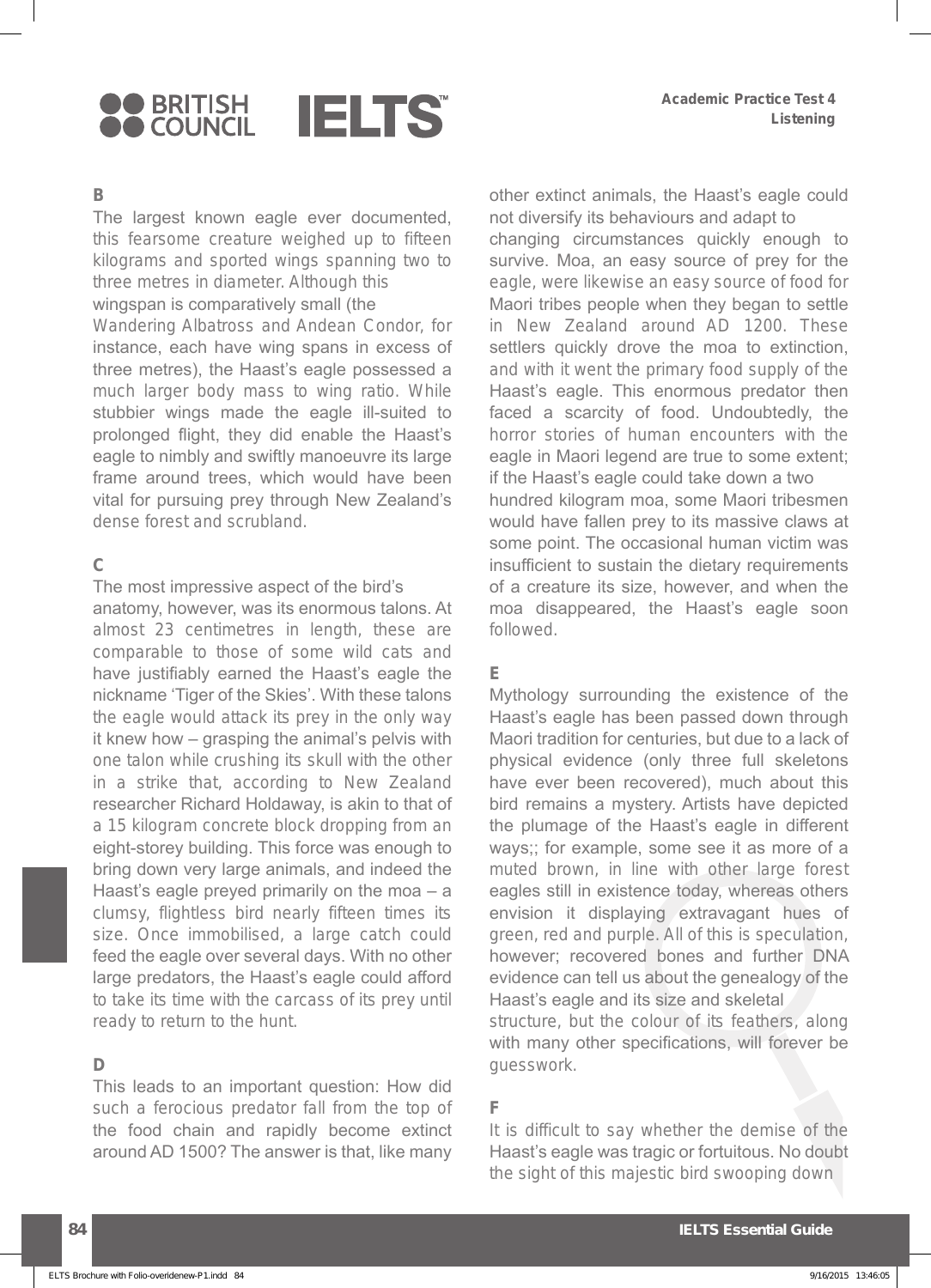**B**

The largest known eagle ever documented, this fearsome creature weighed up to fifteen kilograms and sported wings spanning two to three metres in diameter. Although this wingspan is comparatively small (the Wandering Albatross and Andean Condor, for instance, each have wing spans in excess of three metres), the Haast's eagle possessed a much larger body mass to wing ratio. While stubbier wings made the eagle ill-suited to prolonged flight, they did enable the Haast's eagle to nimbly and swiftly manoeuvre its large frame around trees, which would have been vital for pursuing prey through New Zealand's dense forest and scrubland.

**C**

The most impressive aspect of the bird's anatomy, however, was its enormous talons. At almost 23 centimetres in length, these are comparable to those of some wild cats and have justifiably earned the Haast's eagle the nickname 'Tiger of the Skies'. With these talons the eagle would attack its prey in the only way it knew how – grasping the animal's pelvis with one talon while crushing its skull with the other in a strike that, according to New Zealand researcher Richard Holdaway, is akin to that of a 15 kilogram concrete block dropping from an eight-storey building. This force was enough to bring down very large animals, and indeed the Haast's eagle preyed primarily on the moa – a clumsy, flightless bird nearly fifteen times its size. Once immobilised, a large catch could feed the eagle over several days. With no other large predators, the Haast's eagle could afford to take its time with the carcass of its prey until ready to return to the hunt.

**D**

This leads to an important question: How did such a ferocious predator fall from the top of the food chain and rapidly become extinct around AD 1500? The answer is that, like many other extinct animals, the Haast's eagle could not diversify its behaviours and adapt to changing circumstances quickly enough to survive. Moa, an easy source of prey for the eagle, were likewise an easy source of food for Maori tribes people when they began to settle in New Zealand around AD 1200. These settlers quickly drove the moa to extinction, and with it went the primary food supply of the Haast's eagle. This enormous predator then faced a scarcity of food. Undoubtedly, the horror stories of human encounters with the eagle in Maori legend are true to some extent; if the Haast's eagle could take down a two hundred kilogram moa, some Maori tribesmen would have fallen prey to its massive claws at some point. The occasional human victim was insufficient to sustain the dietary requirements of a creature its size, however, and when the moa disappeared, the Haast's eagle soon followed.

**E**

Mythology surrounding the existence of the Haast's eagle has been passed down through Maori tradition for centuries, but due to a lack of physical evidence (only three full skeletons have ever been recovered), much about this bird remains a mystery. Artists have depicted the plumage of the Haast's eagle in different ways;; for example, some see it as more of a muted brown, in line with other large forest eagles still in existence today, whereas others envision it displaying extravagant hues of green, red and purple. All of this is speculation, however; recovered bones and further DNA evidence can tell us about the genealogy of the Haast's eagle and its size and skeletal structure, but the colour of its feathers, along with many other specifications, will forever be guesswork.

**F**

It is difficult to say whether the demise of the Haast's eagle was tragic or fortuitous. No doubt the sight of this majestic bird swooping down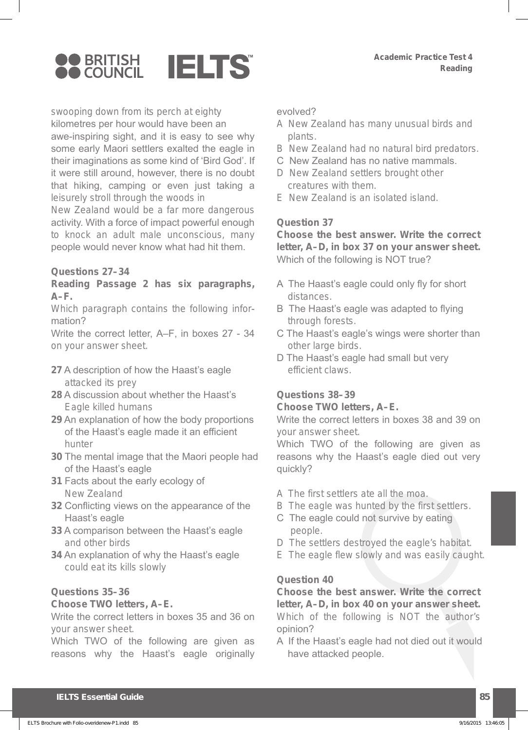swooping down from its perch at eighty kilometres per hour would have been an awe-inspiring sight, and it is easy to see why some early Maori settlers exalted the eagle in their imaginations as some kind of 'Bird God'. If it were still around, however, there is no doubt that hiking, camping or even just taking a leisurely stroll through the woods in New Zealand would be a far more dangerous activity. With a force of impact powerful enough to knock an adult male unconscious, many people would never know what had hit them.

**Questions 27–34**

**Reading Passage 2 has six paragraphs, A–F.**

Which paragraph contains the following information?

Write the correct letter, A–F, in boxes 27 - 34 on your answer sheet.

**27** A description of how the Haast's eagle attacked its prey

**28** A discussion about whether the Haast's Eagle killed humans

**29** An explanation of how the body proportions of the Haast's eagle made it an efficient hunter

**30** The mental image that the Maori people had of the Haast's eagle

**31** Facts about the early ecology of New Zealand

**32** Conflicting views on the appearance of the Haast's eagle

**33** A comparison between the Haast's eagle and other birds

**34** An explanation of why the Haast's eagle could eat its kills slowly

**Questions 35–36**

**Choose TWO letters, A–E.**

Write the correct letters in boxes 35 and 36 on your answer sheet.

Which TWO of the following are given as reasons why the Haast's eagle originally evolved?

A New Zealand has many unusual birds and plants.

B New Zealand had no natural bird predators.

C New Zealand has no native mammals.

D New Zealand settlers brought other creatures with them.

E New Zealand is an isolated island.

**Question 37**

**Choose the best answer. Write the correct letter, A–D, in box 37 on your answer sheet.**

Which of the following is NOT true?

A The Haast's eagle could only fly for short distances.

B The Haast's eagle was adapted to flying through forests.

C The Haast's eagle's wings were shorter than other large birds.

D The Haast's eagle had small but very efficient claws.

**Questions 38–39**

**Choose TWO letters, A–E.**

Write the correct letters in boxes 38 and 39 on your answer sheet.

Which TWO of the following are given as reasons why the Haast's eagle died out very quickly?

A The first settlers ate all the moa.

B The eagle was hunted by the first settlers.

C The eagle could not survive by eating people.

D The settlers destroyed the eagle's habitat.

E The eagle flew slowly and was easily caught.

**Question 40**

**Choose the best answer. Write the correct letter, A–D, in box 40 on your answer sheet.**

Which of the following is NOT the author's opinion?

A If the Haast's eagle had not died out it would have attacked people.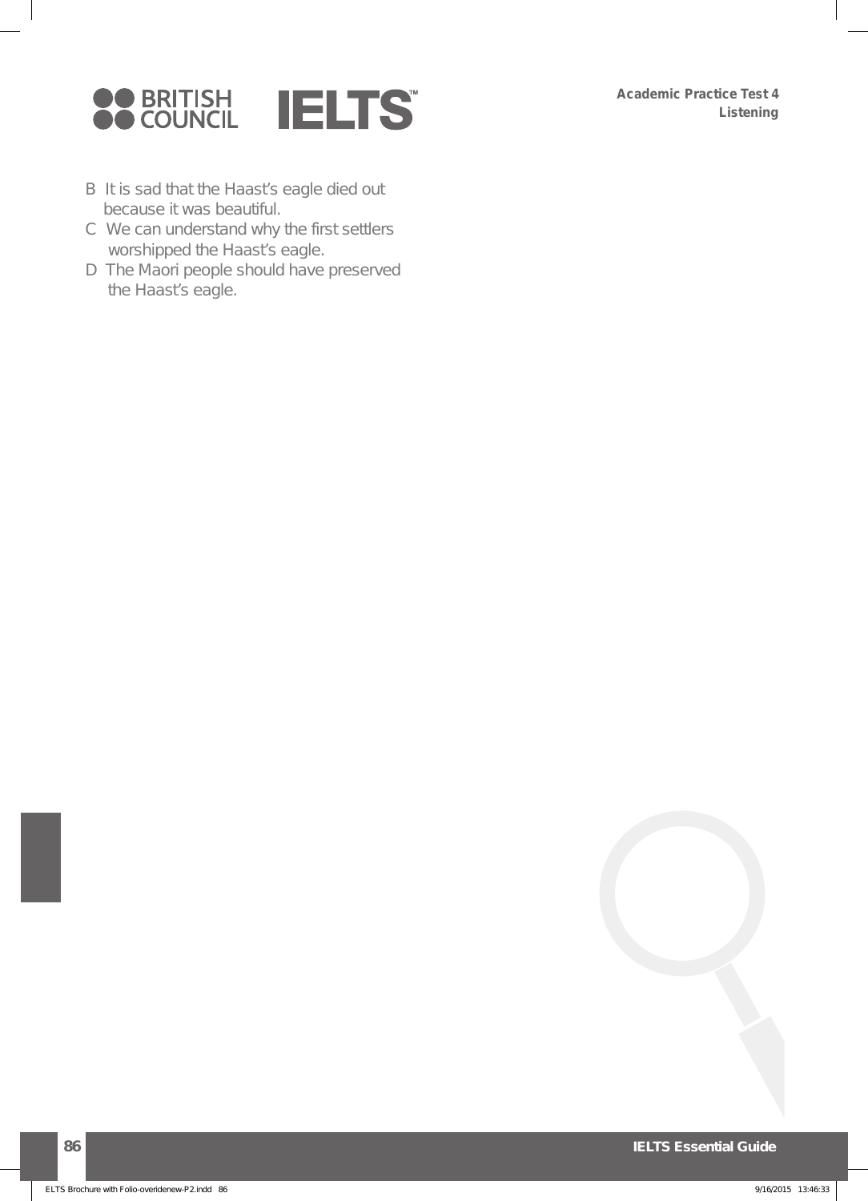B It is sad that the Haast's eagle died out because it was beautiful.

C We can understand why the first settlers worshipped the Haast's eagle.

D The Maori people should have preserved the Haast's eagle.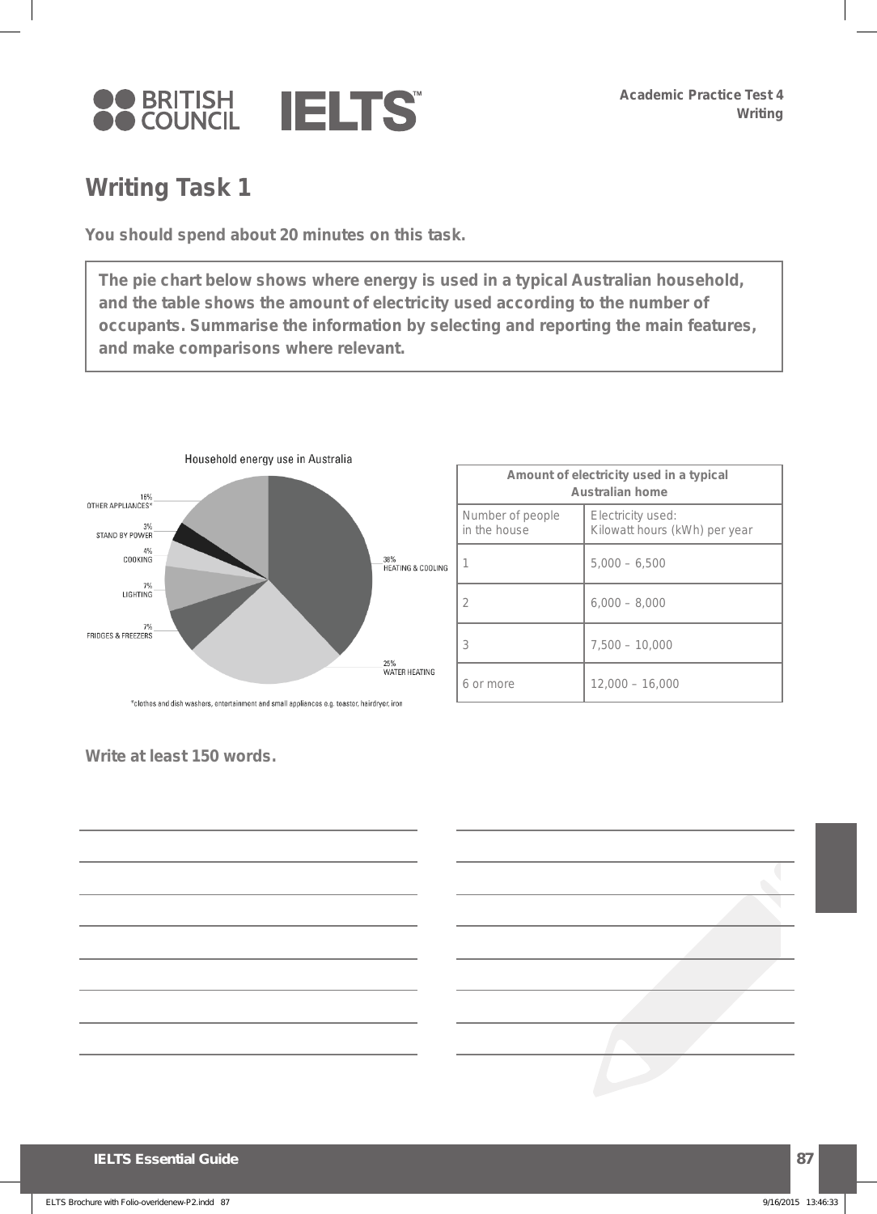Academic Practice Test 4
Writing

## Writing Task 1

**You should spend about 20 minutes on this task.**

**The pie chart below shows where energy is used in a typical Australian household, and the table shows the amount of electricity used according to the number of occupants. Summarise the information by selecting and reporting the main features, and make comparisons where relevant.**

Household energy use in Australia

- 38% HEATING & COOLING
- 25% WATER HEATING
- 16% OTHER APPLIANCES*
- 7% FRIDGES & FREEZERS
- 7% LIGHTING
- 4% COOKING
- 3% STAND BY POWER

*clothes and dish washers, entertainment and small appliances e.g. toaster, hairdryer, iron

| **Amount of electricity used in a typical Australian home** | |
|---|---|
| Number of people in the house | Electricity used: Kilowatt hours (kWh) per year |
| 1 | 5,000 – 6,500 |
| 2 | 6,000 – 8,000 |
| 3 | 7,500 – 10,000 |
| 6 or more | 12,000 – 16,000 |

**Write at least 150 words.**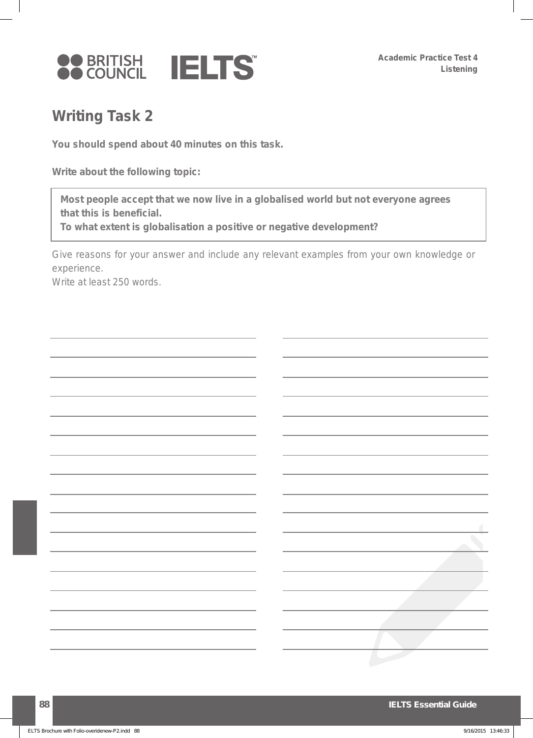## Writing Task 2

**You should spend about 40 minutes on this task.**

**Write about the following topic:**

> **Most people accept that we now live in a globalised world but not everyone agrees that this is beneficial.**
> **To what extent is globalisation a positive or negative development?**

Give reasons for your answer and include any relevant examples from your own knowledge or experience.

Write at least 250 words.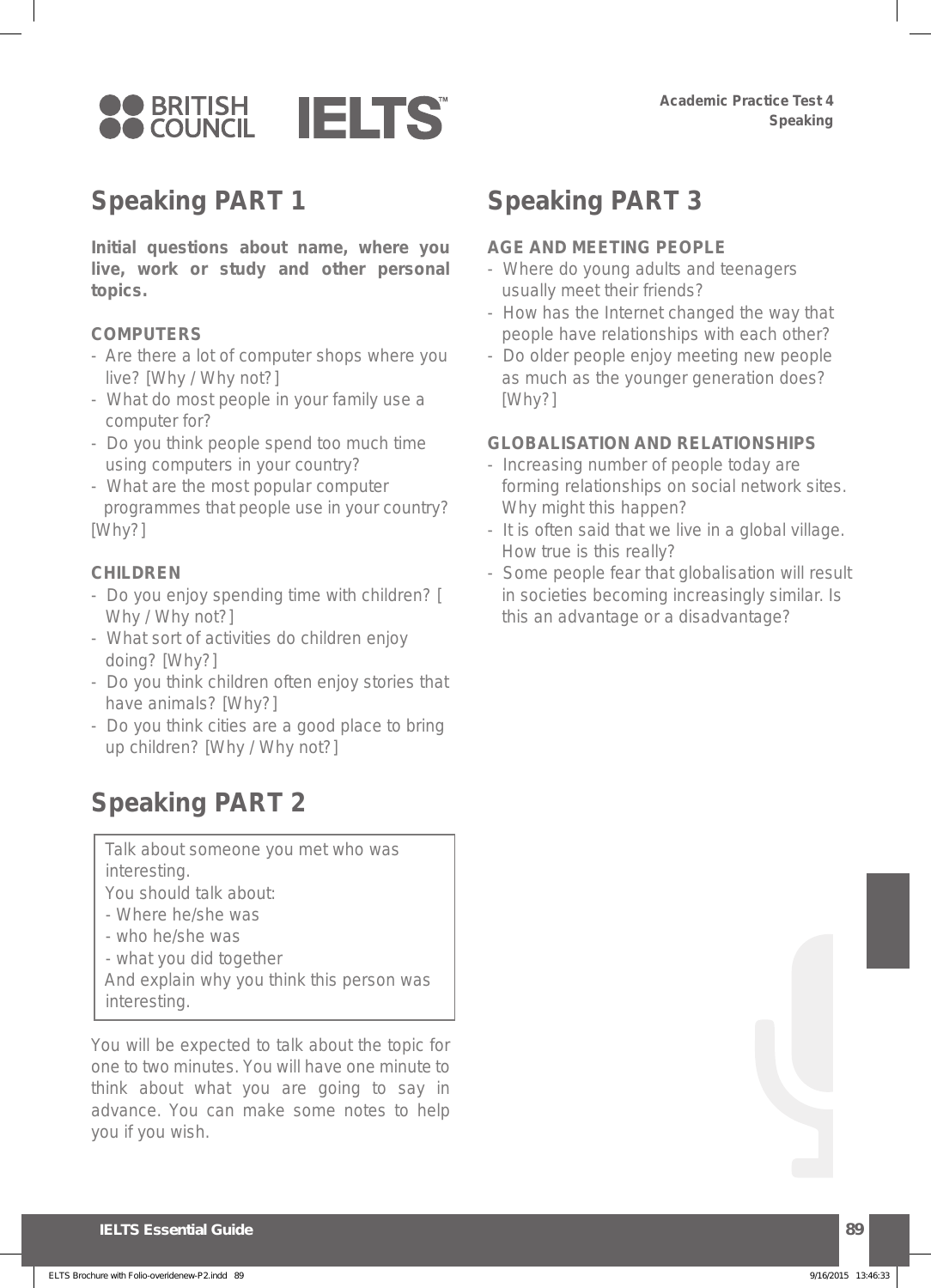Academic Practice Test 4
Speaking

## Speaking PART 1

**Initial questions about name, where you live, work or study and other personal topics.**

### COMPUTERS

- Are there a lot of computer shops where you live? [Why / Why not?]
- What do most people in your family use a computer for?
- Do you think people spend too much time using computers in your country?
- What are the most popular computer programmes that people use in your country? [Why?]

### CHILDREN

- Do you enjoy spending time with children? [ Why / Why not?]
- What sort of activities do children enjoy doing? [Why?]
- Do you think children often enjoy stories that have animals? [Why?]
- Do you think cities are a good place to bring up children? [Why / Why not?]

## Speaking PART 2

Talk about someone you met who was interesting.
You should talk about:
- Where he/she was
- who he/she was
- what you did together

And explain why you think this person was interesting.

You will be expected to talk about the topic for one to two minutes. You will have one minute to think about what you are going to say in advance. You can make some notes to help you if you wish.

## Speaking PART 3

### AGE AND MEETING PEOPLE

- Where do young adults and teenagers usually meet their friends?
- How has the Internet changed the way that people have relationships with each other?
- Do older people enjoy meeting new people as much as the younger generation does? [Why?]

### GLOBALISATION AND RELATIONSHIPS

- Increasing number of people today are forming relationships on social network sites. Why might this happen?
- It is often said that we live in a global village. How true is this really?
- Some people fear that globalisation will result in societies becoming increasingly similar. Is this an advantage or a disadvantage?